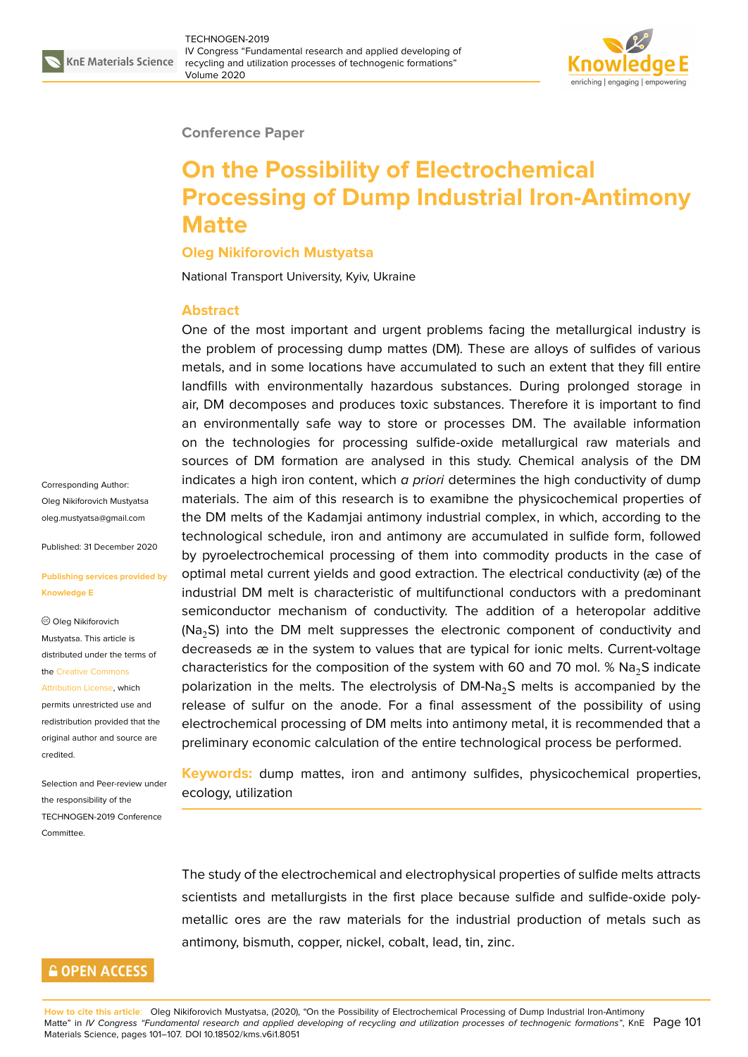Conference Paper

# On the Possibility of Electrochemical Processing of Dump Industrial Iron-Antimony Matte

**Oleg Nikiforovich Mustyatsa**

National Transport University, Kyiv, Ukraine

Corresponding Author: Oleg Nikiforovich Mustyatsa oleg.mustyatsa@gmail.com

Published: 31 December 2020

Publishing services provided by Knowledge E

© Oleg Nikiforovich Mustyatsa. This article is distributed under the terms of the Creative Commons Attribution License, which permits unrestricted use and redistribution provided that the original author and source are credited.

Selection and Peer-review under the responsibility of the TECHNOGEN-2019 Conference Committee.

## Abstract

One of the most important and urgent problems facing the metallurgical industry is the problem of processing dump mattes (DM). These are alloys of sulfides of various metals, and in some locations have accumulated to such an extent that they fill entire landfills with environmentally hazardous substances. During prolonged storage in air, DM decomposes and produces toxic substances. Therefore it is important to find an environmentally safe way to store or processes DM. The available information on the technologies for processing sulfide-oxide metallurgical raw materials and sources of DM formation are analysed in this study. Chemical analysis of the DM indicates a high iron content, which *a priori* determines the high conductivity of dump materials. The aim of this research is to examibne the physicochemical properties of the DM melts of the Kadamjai antimony industrial complex, in which, according to the technological schedule, iron and antimony are accumulated in sulfide form, followed by pyroelectrochemical processing of them into commodity products in the case of optimal metal current yields and good extraction. The electrical conductivity (æ) of the industrial DM melt is characteristic of multifunctional conductors with a predominant semiconductor mechanism of conductivity. The addition of a heteropolar additive ($Na_2S$) into the DM melt suppresses the electronic component of conductivity and decreaseds æ in the system to values that are typical for ionic melts. Current-voltage characteristics for the composition of the system with 60 and 70 mol. % $Na_2S$ indicate polarization in the melts. The electrolysis of DM-$Na_2S$ melts is accompanied by the release of sulfur on the anode. For a final assessment of the possibility of using electrochemical processing of DM melts into antimony metal, it is recommended that a preliminary economic calculation of the entire technological process be performed.

**Keywords:** dump mattes, iron and antimony sulfides, physicochemical properties, ecology, utilization

The study of the electrochemical and electrophysical properties of sulfide melts attracts scientists and metallurgists in the first place because sulfide and sulfide-oxide poly-metallic ores are the raw materials for the industrial production of metals such as antimony, bismuth, copper, nickel, cobalt, lead, tin, zinc.

**How to cite this article:** Oleg Nikiforovich Mustyatsa, (2020), "On the Possibility of Electrochemical Processing of Dump Industrial Iron-Antimony Matte" in *IV Congress "Fundamental research and applied developing of recycling and utilization processes of technogenic formations"*, KnE Materials Science, pages 101–107. DOI 10.18502/kms.v6i1.8051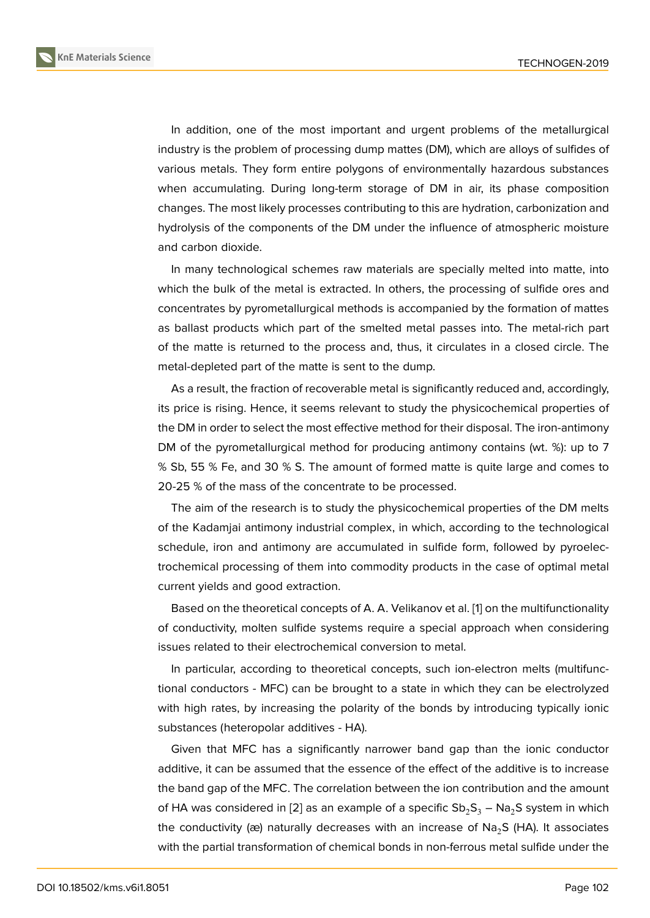In addition, one of the most important and urgent problems of the metallurgical industry is the problem of processing dump mattes (DM), which are alloys of sulfides of various metals. They form entire polygons of environmentally hazardous substances when accumulating. During long-term storage of DM in air, its phase composition changes. The most likely processes contributing to this are hydration, carbonization and hydrolysis of the components of the DM under the influence of atmospheric moisture and carbon dioxide.

In many technological schemes raw materials are specially melted into matte, into which the bulk of the metal is extracted. In others, the processing of sulfide ores and concentrates by pyrometallurgical methods is accompanied by the formation of mattes as ballast products which part of the smelted metal passes into. The metal-rich part of the matte is returned to the process and, thus, it circulates in a closed circle. The metal-depleted part of the matte is sent to the dump.

As a result, the fraction of recoverable metal is significantly reduced and, accordingly, its price is rising. Hence, it seems relevant to study the physicochemical properties of the DM in order to select the most effective method for their disposal. The iron-antimony DM of the pyrometallurgical method for producing antimony contains (wt. %): up to 7 % Sb, 55 % Fe, and 30 % S. The amount of formed matte is quite large and comes to 20-25 % of the mass of the concentrate to be processed.

The aim of the research is to study the physicochemical properties of the DM melts of the Kadamjai antimony industrial complex, in which, according to the technological schedule, iron and antimony are accumulated in sulfide form, followed by pyroelectrochemical processing of them into commodity products in the case of optimal metal current yields and good extraction.

Based on the theoretical concepts of A. A. Velikanov et al. [1] on the multifunctionality of conductivity, molten sulfide systems require a special approach when considering issues related to their electrochemical conversion to metal.

In particular, according to theoretical concepts, such ion-electron melts (multifunctional conductors - MFC) can be brought to a state in which they can be electrolyzed with high rates, by increasing the polarity of the bonds by introducing typically ionic substances (heteropolar additives - HA).

Given that MFC has a significantly narrower band gap than the ionic conductor additive, it can be assumed that the essence of the effect of the additive is to increase the band gap of the MFC. The correlation between the ion contribution and the amount of HA was considered in [2] as an example of a specific $Sb_2S_3$ – $Na_2S$ system in which the conductivity (æ) naturally decreases with an increase of $Na_2S$ (HA). It associates with the partial transformation of chemical bonds in non-ferrous metal sulfide under the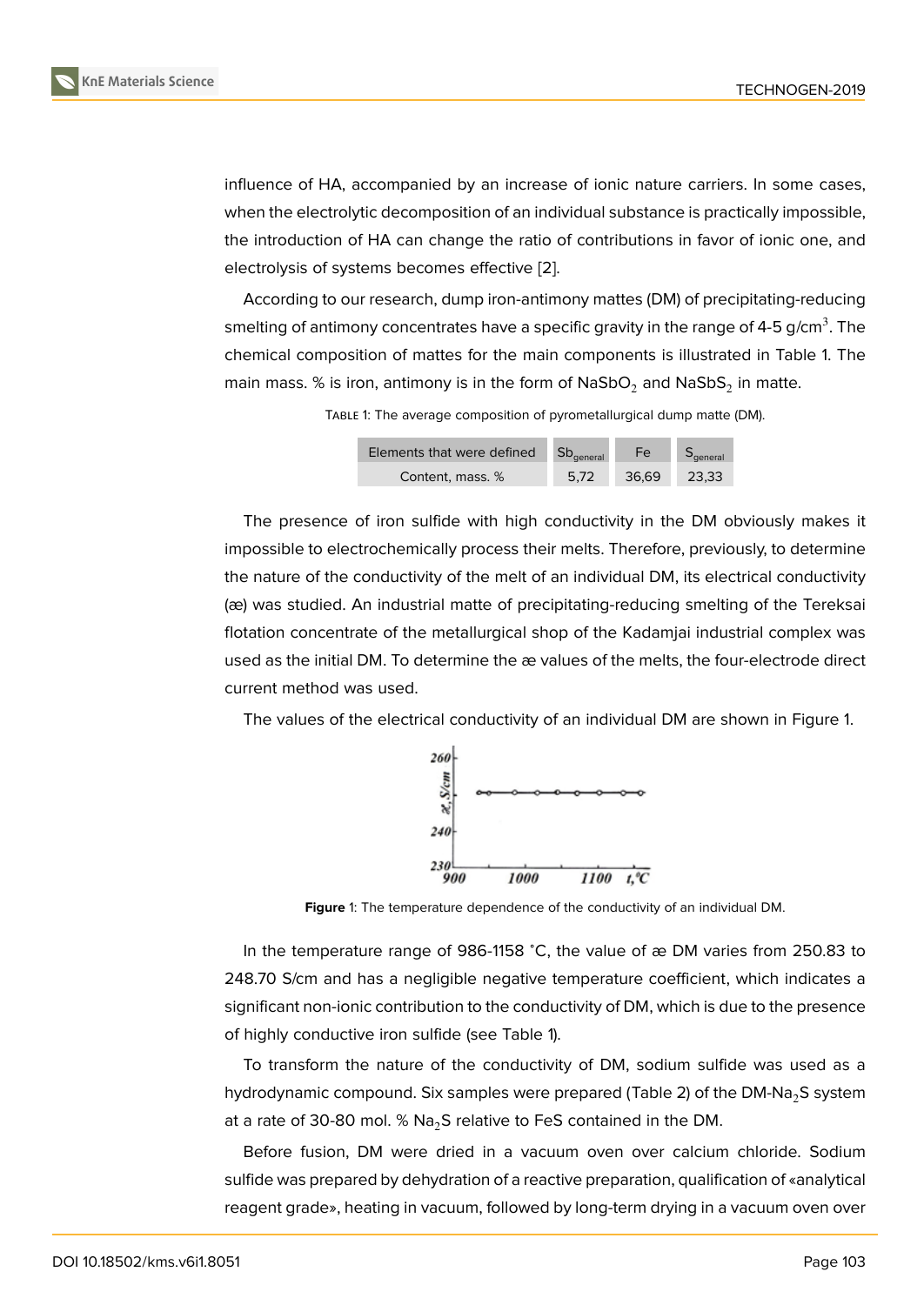influence of HA, accompanied by an increase of ionic nature carriers. In some cases, when the electrolytic decomposition of an individual substance is practically impossible, the introduction of HA can change the ratio of contributions in favor of ionic one, and electrolysis of systems becomes effective [2].

According to our research, dump iron-antimony mattes (DM) of precipitating-reducing smelting of antimony concentrates have a specific gravity in the range of 4-5 g/cm$^3$. The chemical composition of mattes for the main components is illustrated in Table 1. The main mass. % is iron, antimony is in the form of $NaSbO_2$ and $NaSbS_2$ in matte.

Table 1: The average composition of pyrometallurgical dump matte (DM).

| Elements that were defined | $Sb_{general}$ | Fe | $S_{general}$ |
|---|---|---|---|
| Content, mass. % | 5,72 | 36,69 | 23,33 |

The presence of iron sulfide with high conductivity in the DM obviously makes it impossible to electrochemically process their melts. Therefore, previously, to determine the nature of the conductivity of the melt of an individual DM, its electrical conductivity (æ) was studied. An industrial matte of precipitating-reducing smelting of the Tereksai flotation concentrate of the metallurgical shop of the Kadamjai industrial complex was used as the initial DM. To determine the æ values of the melts, the four-electrode direct current method was used.

The values of the electrical conductivity of an individual DM are shown in Figure 1.

**Figure** 1: The temperature dependence of the conductivity of an individual DM.

In the temperature range of 986-1158 °C, the value of æ DM varies from 250.83 to 248.70 S/cm and has a negligible negative temperature coefficient, which indicates a significant non-ionic contribution to the conductivity of DM, which is due to the presence of highly conductive iron sulfide (see Table 1).

To transform the nature of the conductivity of DM, sodium sulfide was used as a hydrodynamic compound. Six samples were prepared (Table 2) of the DM-$Na_2S$ system at a rate of 30-80 mol. % $Na_2S$ relative to FeS contained in the DM.

Before fusion, DM were dried in a vacuum oven over calcium chloride. Sodium sulfide was prepared by dehydration of a reactive preparation, qualification of «analytical reagent grade», heating in vacuum, followed by long-term drying in a vacuum oven over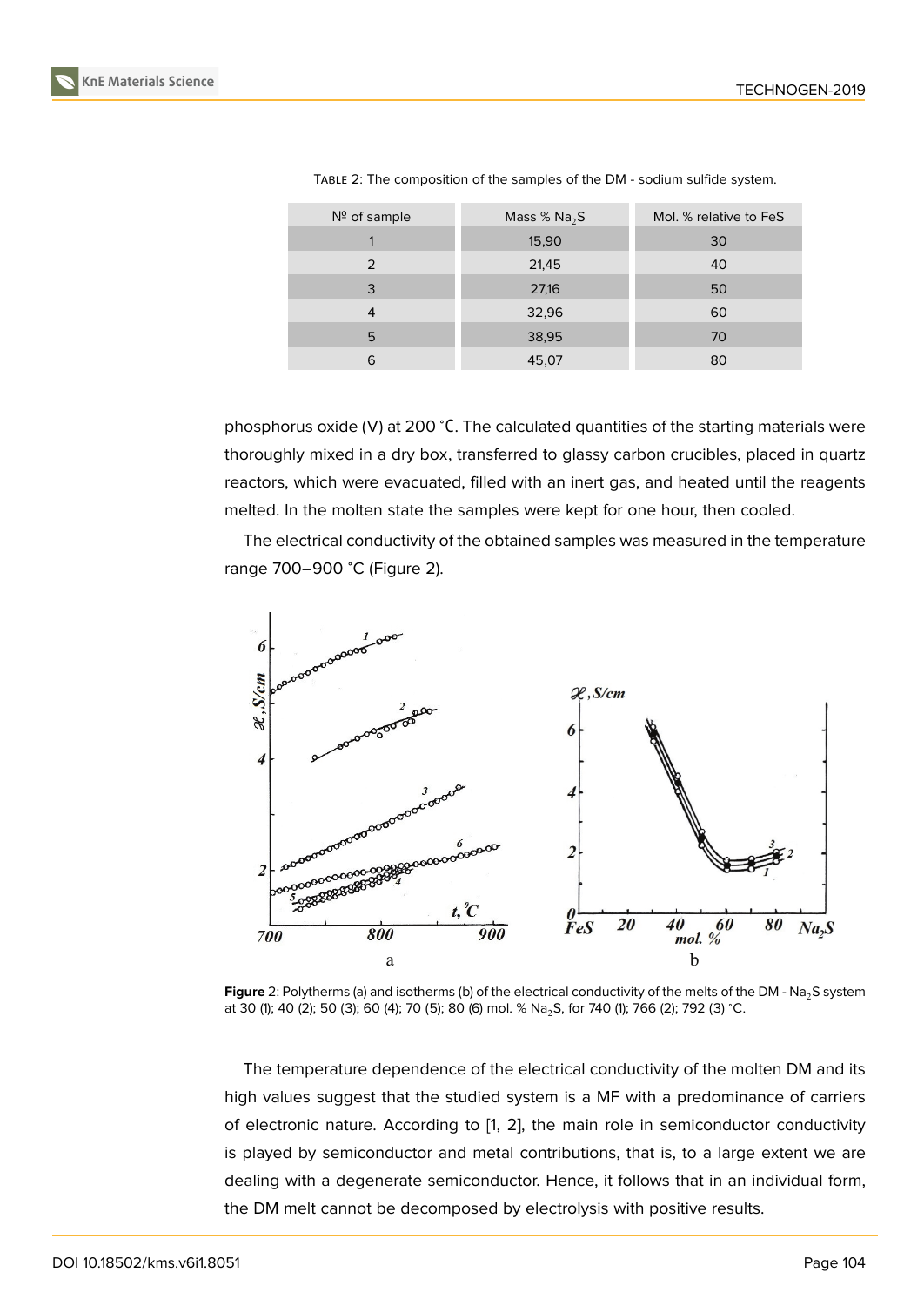Table 2: The composition of the samples of the DM - sodium sulfide system.

| № of sample | Mass % $Na_2S$ | Mol. % relative to FeS |
|---|---|---|
| 1 | 15,90 | 30 |
| 2 | 21,45 | 40 |
| 3 | 27,16 | 50 |
| 4 | 32,96 | 60 |
| 5 | 38,95 | 70 |
| 6 | 45,07 | 80 |

phosphorus oxide (V) at 200 °C. The calculated quantities of the starting materials were thoroughly mixed in a dry box, transferred to glassy carbon crucibles, placed in quartz reactors, which were evacuated, filled with an inert gas, and heated until the reagents melted. In the molten state the samples were kept for one hour, then cooled.

The electrical conductivity of the obtained samples was measured in the temperature range 700–900 °C (Figure 2).

**Figure 2**: Polytherms (a) and isotherms (b) of the electrical conductivity of the melts of the DM - $Na_2S$ system at 30 (1); 40 (2); 50 (3); 60 (4); 70 (5); 80 (6) mol. % $Na_2S$, for 740 (1); 766 (2); 792 (3) °C.

The temperature dependence of the electrical conductivity of the molten DM and its high values suggest that the studied system is a MF with a predominance of carriers of electronic nature. According to [1, 2], the main role in semiconductor conductivity is played by semiconductor and metal contributions, that is, to a large extent we are dealing with a degenerate semiconductor. Hence, it follows that in an individual form, the DM melt cannot be decomposed by electrolysis with positive results.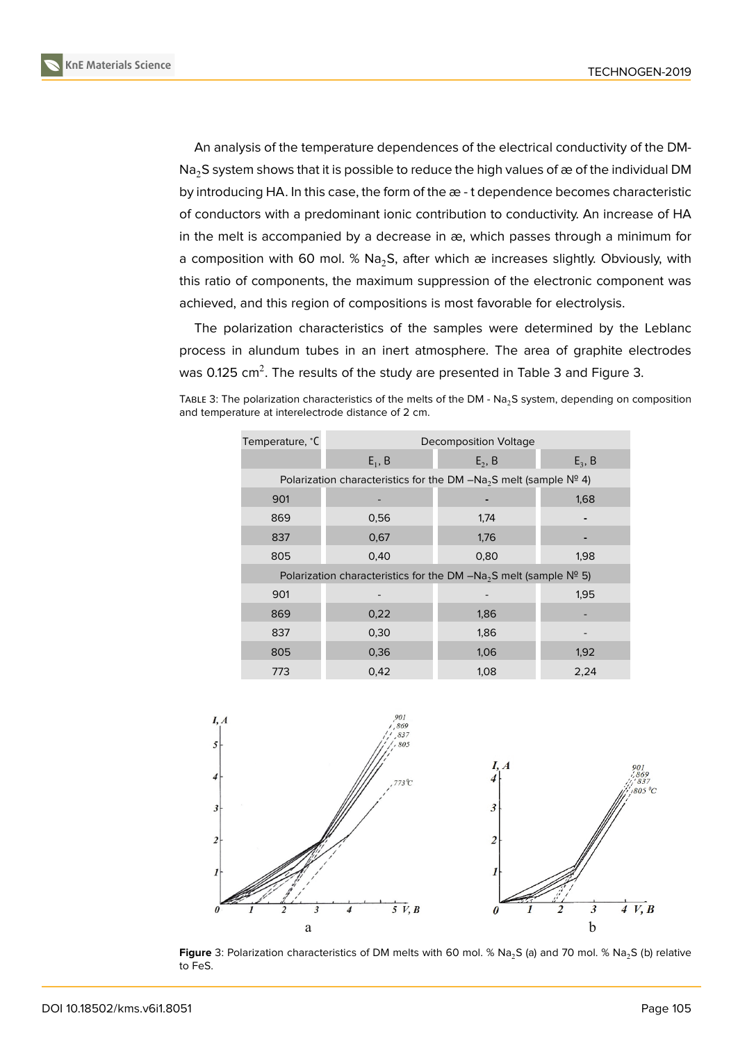An analysis of the temperature dependences of the electrical conductivity of the DM-$Na_2S$ system shows that it is possible to reduce the high values of æ of the individual DM by introducing HA. In this case, the form of the æ - t dependence becomes characteristic of conductors with a predominant ionic contribution to conductivity. An increase of HA in the melt is accompanied by a decrease in æ, which passes through a minimum for a composition with 60 mol. % $Na_2S$, after which æ increases slightly. Obviously, with this ratio of components, the maximum suppression of the electronic component was achieved, and this region of compositions is most favorable for electrolysis.

The polarization characteristics of the samples were determined by the Leblanc process in alundum tubes in an inert atmosphere. The area of graphite electrodes was 0.125 $cm^2$. The results of the study are presented in Table 3 and Figure 3.

Table 3: The polarization characteristics of the melts of the DM - $Na_2S$ system, depending on composition and temperature at interelectrode distance of 2 cm.

| Temperature, °C | Decomposition Voltage | | |
|---|---|---|---|
| | $E_1$, B | $E_2$, B | $E_3$, B |
| Polarization characteristics for the DM –$Na_2S$ melt (sample № 4) | | | |
| 901 | - | - | 1,68 |
| 869 | 0,56 | 1,74 | - |
| 837 | 0,67 | 1,76 | - |
| 805 | 0,40 | 0,80 | 1,98 |
| Polarization characteristics for the DM –$Na_2S$ melt (sample № 5) | | | |
| 901 | - | - | 1,95 |
| 869 | 0,22 | 1,86 | - |
| 837 | 0,30 | 1,86 | - |
| 805 | 0,36 | 1,06 | 1,92 |
| 773 | 0,42 | 1,08 | 2,24 |

**Figure** 3: Polarization characteristics of DM melts with 60 mol. % $Na_2S$ (a) and 70 mol. % $Na_2S$ (b) relative to FeS.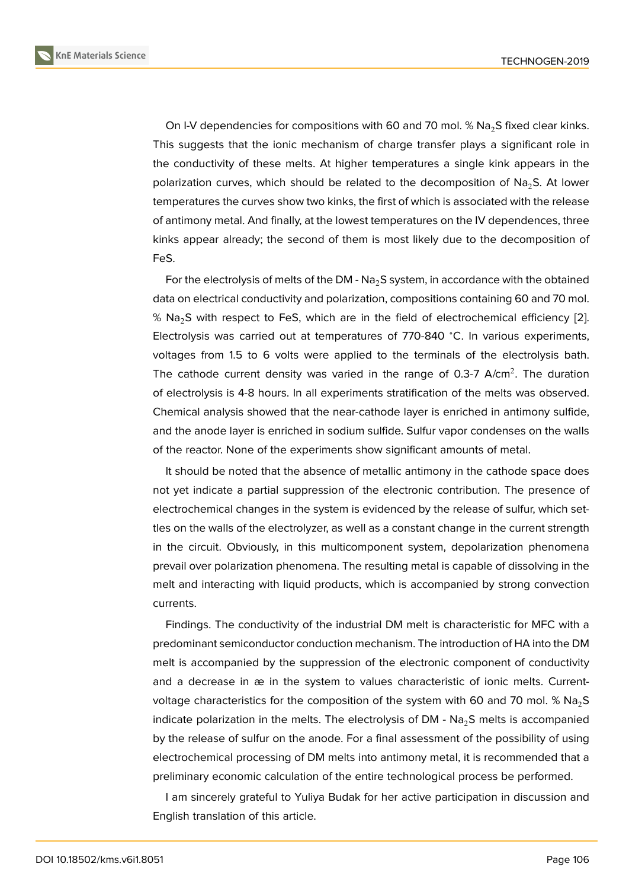On I-V dependencies for compositions with 60 and 70 mol. % $Na_2S$ fixed clear kinks. This suggests that the ionic mechanism of charge transfer plays a significant role in the conductivity of these melts. At higher temperatures a single kink appears in the polarization curves, which should be related to the decomposition of $Na_2S$. At lower temperatures the curves show two kinks, the first of which is associated with the release of antimony metal. And finally, at the lowest temperatures on the IV dependences, three kinks appear already; the second of them is most likely due to the decomposition of FeS.

For the electrolysis of melts of the DM - $Na_2S$ system, in accordance with the obtained data on electrical conductivity and polarization, compositions containing 60 and 70 mol. % $Na_2S$ with respect to FeS, which are in the field of electrochemical efficiency [2]. Electrolysis was carried out at temperatures of 770-840 °C. In various experiments, voltages from 1.5 to 6 volts were applied to the terminals of the electrolysis bath. The cathode current density was varied in the range of 0.3-7 $A/cm^2$. The duration of electrolysis is 4-8 hours. In all experiments stratification of the melts was observed. Chemical analysis showed that the near-cathode layer is enriched in antimony sulfide, and the anode layer is enriched in sodium sulfide. Sulfur vapor condenses on the walls of the reactor. None of the experiments show significant amounts of metal.

It should be noted that the absence of metallic antimony in the cathode space does not yet indicate a partial suppression of the electronic contribution. The presence of electrochemical changes in the system is evidenced by the release of sulfur, which settles on the walls of the electrolyzer, as well as a constant change in the current strength in the circuit. Obviously, in this multicomponent system, depolarization phenomena prevail over polarization phenomena. The resulting metal is capable of dissolving in the melt and interacting with liquid products, which is accompanied by strong convection currents.

Findings. The conductivity of the industrial DM melt is characteristic for MFC with a predominant semiconductor conduction mechanism. The introduction of HA into the DM melt is accompanied by the suppression of the electronic component of conductivity and a decrease in æ in the system to values characteristic of ionic melts. Current-voltage characteristics for the composition of the system with 60 and 70 mol. % $Na_2S$ indicate polarization in the melts. The electrolysis of DM - $Na_2S$ melts is accompanied by the release of sulfur on the anode. For a final assessment of the possibility of using electrochemical processing of DM melts into antimony metal, it is recommended that a preliminary economic calculation of the entire technological process be performed.

I am sincerely grateful to Yuliya Budak for her active participation in discussion and English translation of this article.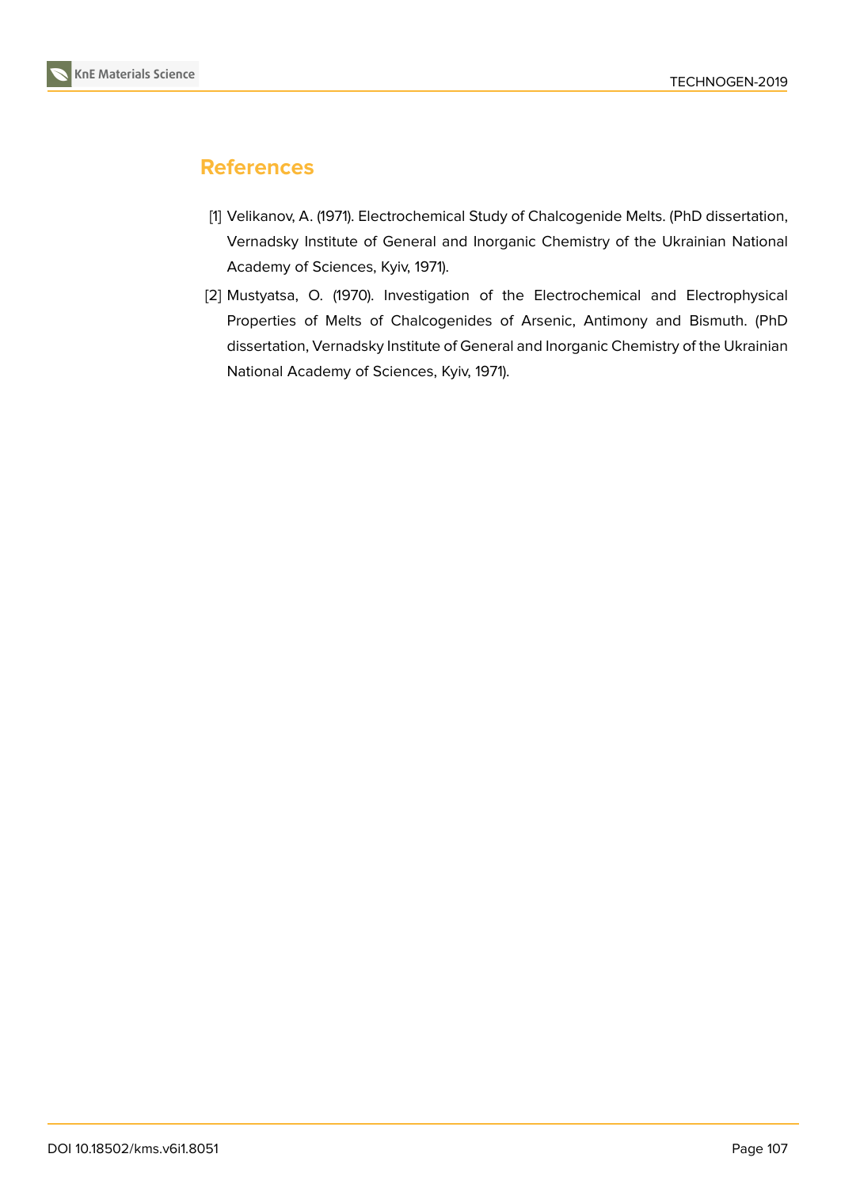## References

[1] Velikanov, A. (1971). Electrochemical Study of Chalcogenide Melts. (PhD dissertation, Vernadsky Institute of General and Inorganic Chemistry of the Ukrainian National Academy of Sciences, Kyiv, 1971).

[2] Mustyatsa, O. (1970). Investigation of the Electrochemical and Electrophysical Properties of Melts of Chalcogenides of Arsenic, Antimony and Bismuth. (PhD dissertation, Vernadsky Institute of General and Inorganic Chemistry of the Ukrainian National Academy of Sciences, Kyiv, 1971).